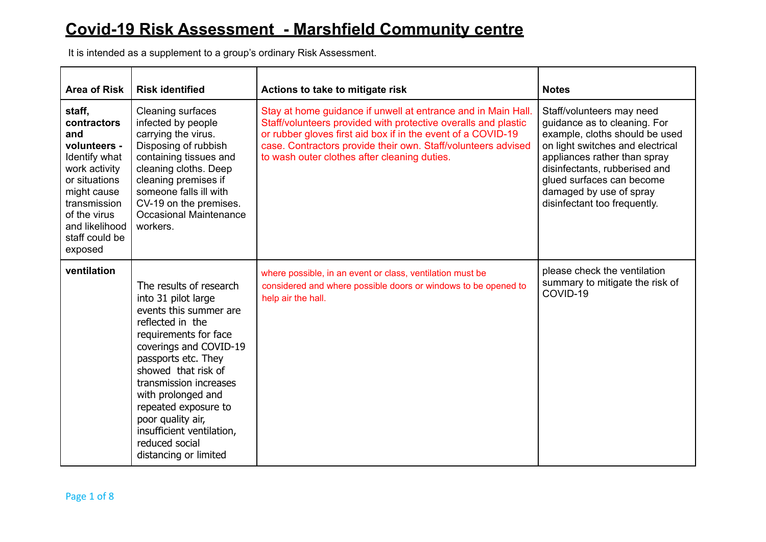# Covid-19 Risk Assessment - Marshfield Community centre

It is intended as a supplement to a group's ordinary Risk Assessment.

| Area of Risk | Risk identified | Actions to take to mitigate risk | Notes |
|---|---|---|---|
| **staff, contractors and volunteers -** Identify what work activity or situations might cause transmission of the virus and likelihood staff could be exposed | Cleaning surfaces infected by people carrying the virus. Disposing of rubbish containing tissues and cleaning cloths. Deep cleaning premises if someone falls ill with CV-19 on the premises. Occasional Maintenance workers. | Stay at home guidance if unwell at entrance and in Main Hall. Staff/volunteers provided with protective overalls and plastic or rubber gloves first aid box if in the event of a COVID-19 case. Contractors provide their own. Staff/volunteers advised to wash outer clothes after cleaning duties. | Staff/volunteers may need guidance as to cleaning. For example, cloths should be used on light switches and electrical appliances rather than spray disinfectants, rubberised and glued surfaces can become damaged by use of spray disinfectant too frequently. |
| **ventilation** | The results of research into 31 pilot large events this summer are reflected in the requirements for face coverings and COVID-19 passports etc. They showed that risk of transmission increases with prolonged and repeated exposure to poor quality air, insufficient ventilation, reduced social distancing or limited | where possible, in an event or class, ventilation must be considered and where possible doors or windows to be opened to help air the hall. | please check the ventilation summary to mitigate the risk of COVID-19 |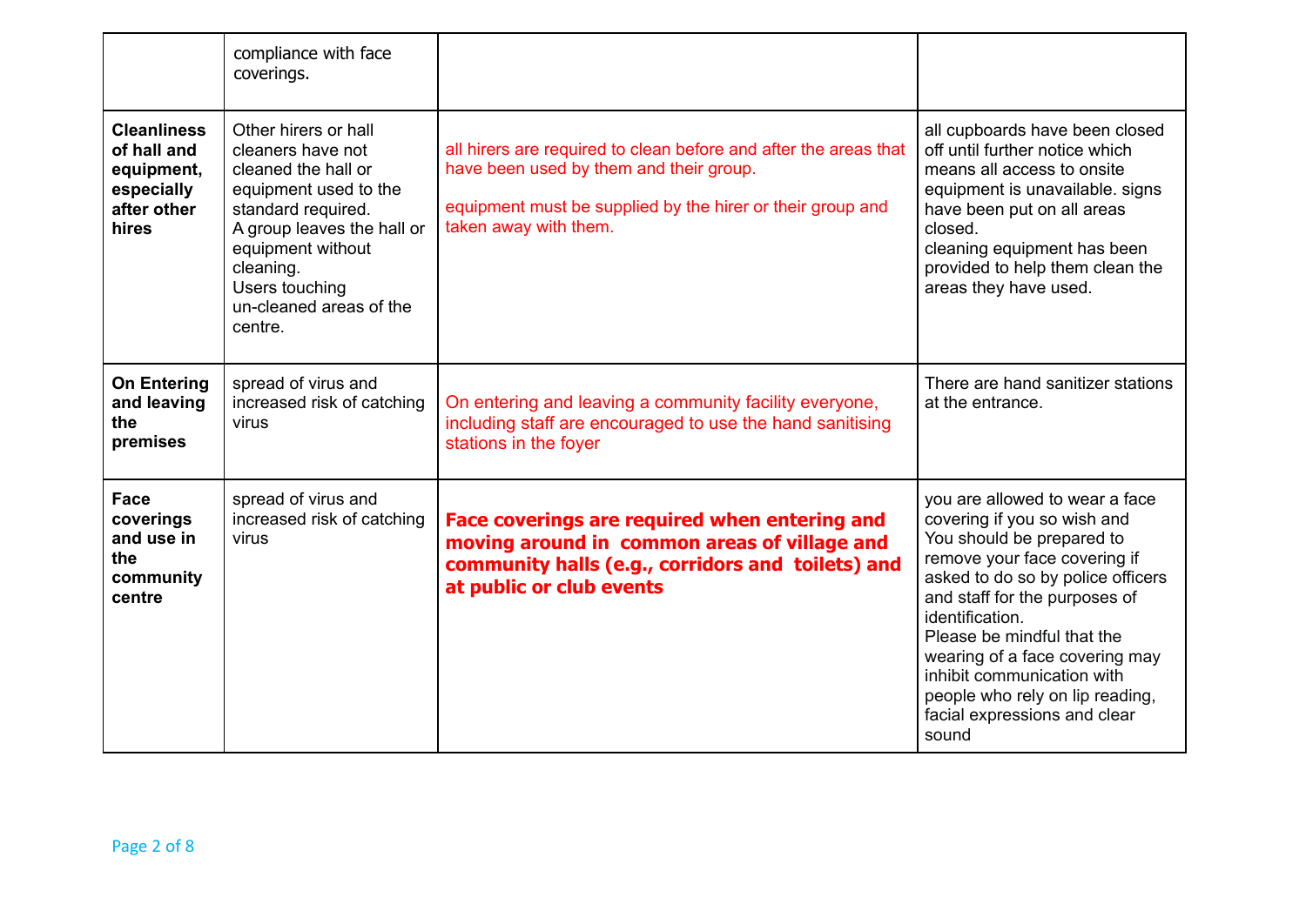|  |  |  |  |
|---|---|---|---|
|  | compliance with face coverings. |  |  |
| **Cleanliness of hall and equipment, especially after other hires** | Other hirers or hall cleaners have not cleaned the hall or equipment used to the standard required.<br>A group leaves the hall or equipment without cleaning.<br>Users touching un-cleaned areas of the centre. | all hirers are required to clean before and after the areas that have been used by them and their group.<br><br>equipment must be supplied by the hirer or their group and taken away with them. | all cupboards have been closed off until further notice which means all access to onsite equipment is unavailable. signs have been put on all areas closed.<br>cleaning equipment has been provided to help them clean the areas they have used. |
| **On Entering and leaving the premises** | spread of virus and increased risk of catching virus | On entering and leaving a community facility everyone, including staff are encouraged to use the hand sanitising stations in the foyer | There are hand sanitizer stations at the entrance. |
| **Face coverings and use in the community centre** | spread of virus and increased risk of catching virus | **Face coverings are required when entering and moving around in common areas of village and community halls (e.g., corridors and toilets) and at public or club events** | you are allowed to wear a face covering if you so wish and You should be prepared to remove your face covering if asked to do so by police officers and staff for the purposes of identification.<br>Please be mindful that the wearing of a face covering may inhibit communication with people who rely on lip reading, facial expressions and clear sound |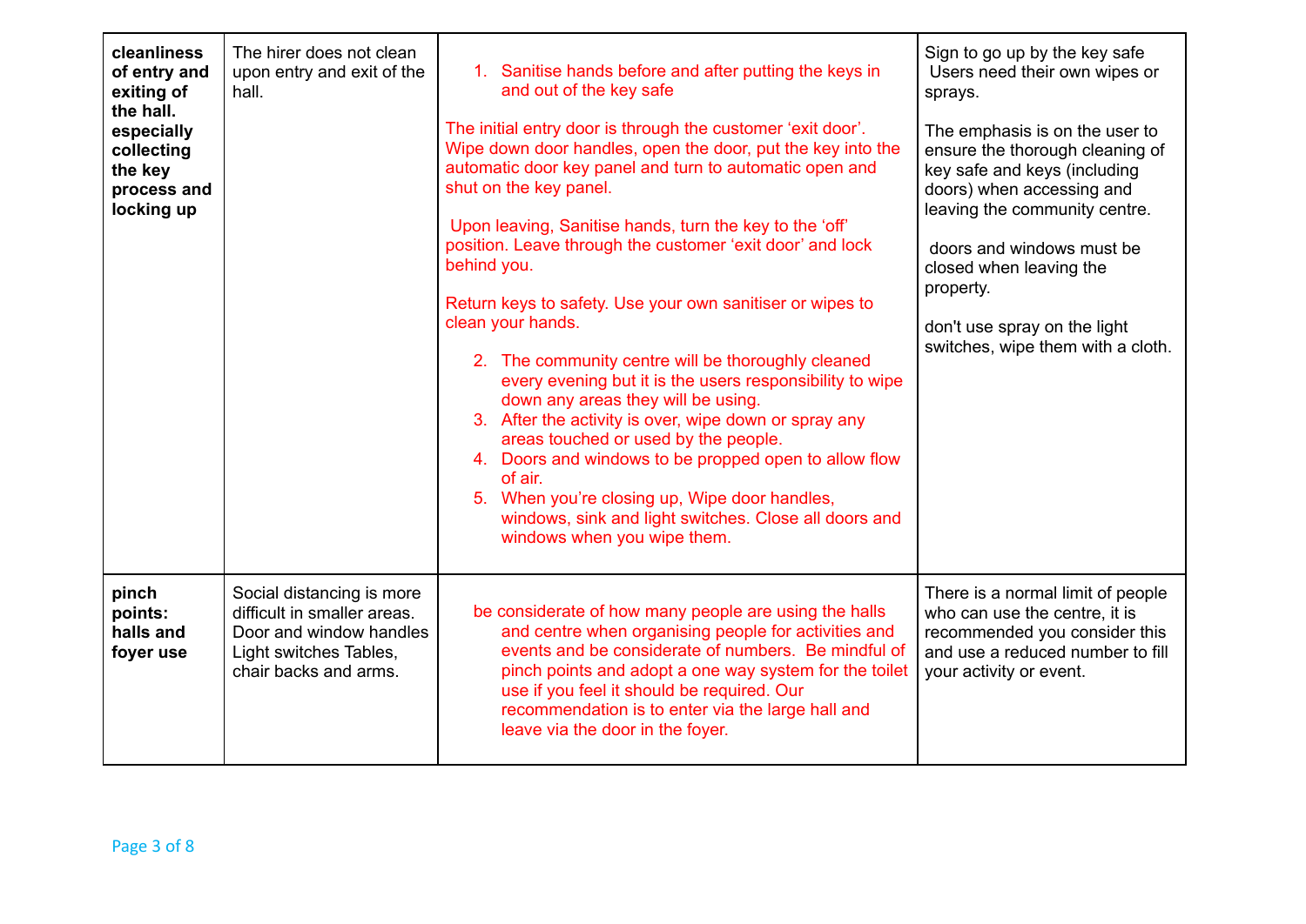| **cleanliness of entry and exiting of the hall. especially collecting the key process and locking up** | The hirer does not clean upon entry and exit of the hall. | 1. Sanitise hands before and after putting the keys in and out of the key safe<br><br>The initial entry door is through the customer 'exit door'. Wipe down door handles, open the door, put the key into the automatic door key panel and turn to automatic open and shut on the key panel.<br><br>Upon leaving, Sanitise hands, turn the key to the 'off' position. Leave through the customer 'exit door' and lock behind you.<br><br>Return keys to safety. Use your own sanitiser or wipes to clean your hands.<br><br>2. The community centre will be thoroughly cleaned every evening but it is the users responsibility to wipe down any areas they will be using.<br>3. After the activity is over, wipe down or spray any areas touched or used by the people.<br>4. Doors and windows to be propped open to allow flow of air.<br>5. When you're closing up, Wipe door handles, windows, sink and light switches. Close all doors and windows when you wipe them. | Sign to go up by the key safe<br>Users need their own wipes or sprays.<br><br>The emphasis is on the user to ensure the thorough cleaning of key safe and keys (including doors) when accessing and leaving the community centre.<br><br>doors and windows must be closed when leaving the property.<br><br>don't use spray on the light switches, wipe them with a cloth. |
|---|---|---|---|
| **pinch points: halls and foyer use** | Social distancing is more difficult in smaller areas. Door and window handles Light switches Tables, chair backs and arms. | be considerate of how many people are using the halls and centre when organising people for activities and events and be considerate of numbers. Be mindful of pinch points and adopt a one way system for the toilet use if you feel it should be required. Our recommendation is to enter via the large hall and leave via the door in the foyer. | There is a normal limit of people who can use the centre, it is recommended you consider this and use a reduced number to fill your activity or event. |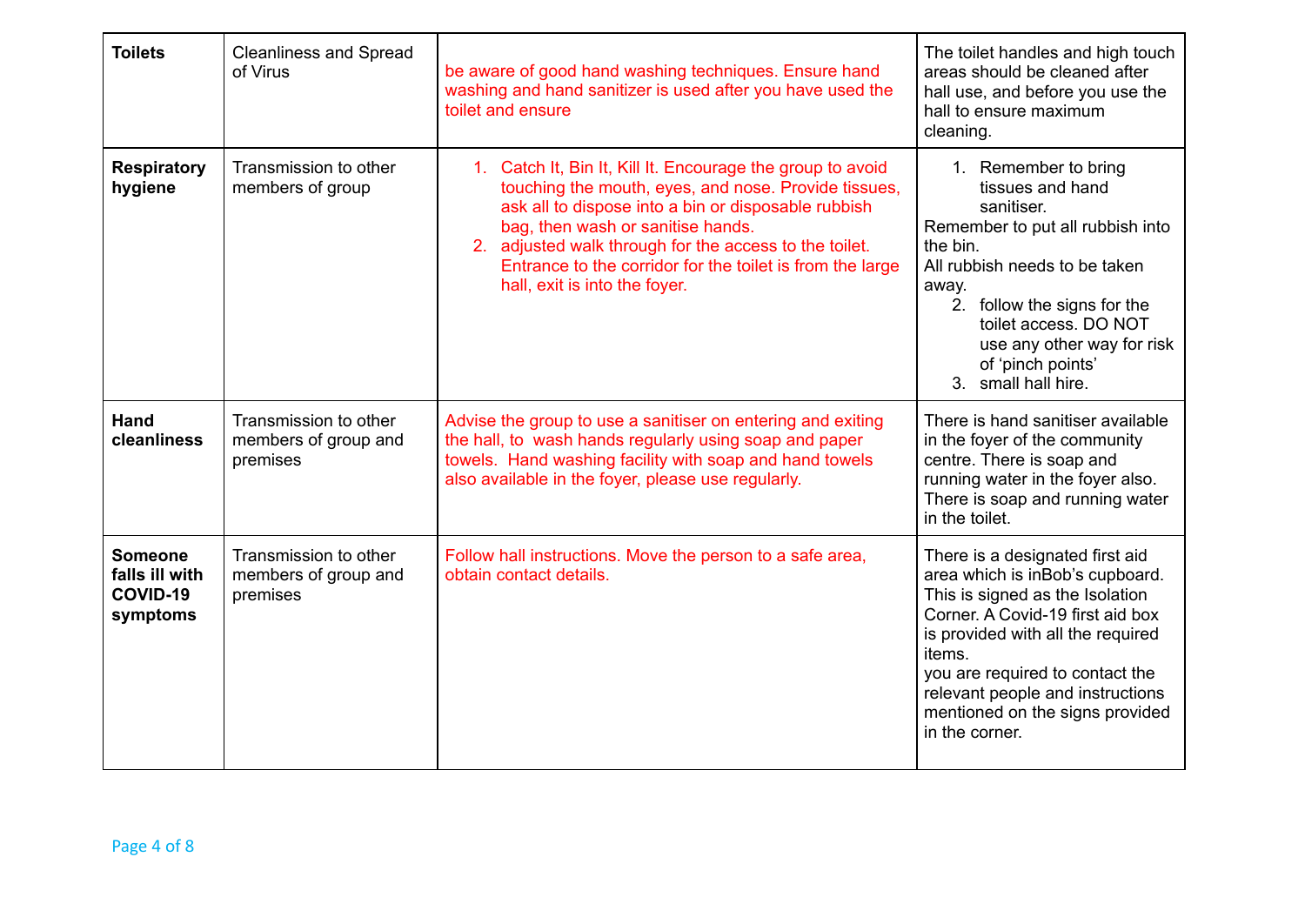| Toilets | Cleanliness and Spread of Virus | be aware of good hand washing techniques. Ensure hand washing and hand sanitizer is used after you have used the toilet and ensure | The toilet handles and high touch areas should be cleaned after hall use, and before you use the hall to ensure maximum cleaning. |
|---|---|---|---|
| **Respiratory hygiene** | Transmission to other members of group | 1. Catch It, Bin It, Kill It. Encourage the group to avoid touching the mouth, eyes, and nose. Provide tissues, ask all to dispose into a bin or disposable rubbish bag, then wash or sanitise hands.<br>2. adjusted walk through for the access to the toilet. Entrance to the corridor for the toilet is from the large hall, exit is into the foyer. | 1. Remember to bring tissues and hand sanitiser.<br>Remember to put all rubbish into the bin.<br>All rubbish needs to be taken away.<br>2. follow the signs for the toilet access. DO NOT use any other way for risk of 'pinch points'<br>3. small hall hire. |
| **Hand cleanliness** | Transmission to other members of group and premises | Advise the group to use a sanitiser on entering and exiting the hall, to wash hands regularly using soap and paper towels. Hand washing facility with soap and hand towels also available in the foyer, please use regularly. | There is hand sanitiser available in the foyer of the community centre. There is soap and running water in the foyer also. There is soap and running water in the toilet. |
| **Someone falls ill with COVID-19 symptoms** | Transmission to other members of group and premises | Follow hall instructions. Move the person to a safe area, obtain contact details. | There is a designated first aid area which is inBob's cupboard. This is signed as the Isolation Corner. A Covid-19 first aid box is provided with all the required items.<br>you are required to contact the relevant people and instructions mentioned on the signs provided in the corner. |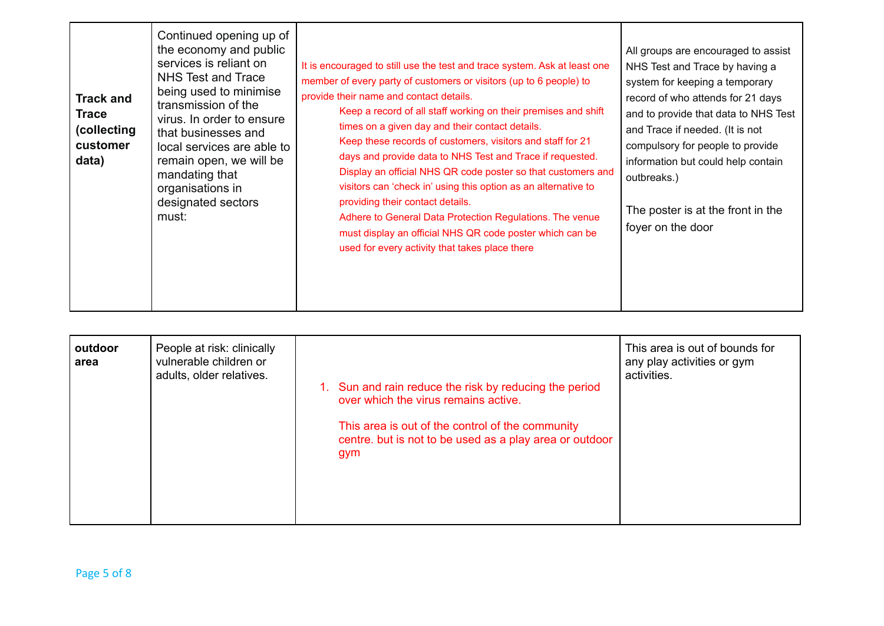| **Track and Trace (collecting customer data)** | Continued opening up of the economy and public services is reliant on NHS Test and Trace being used to minimise transmission of the virus. In order to ensure that businesses and local services are able to remain open, we will be mandating that organisations in designated sectors must: | It is encouraged to still use the test and trace system. Ask at least one member of every party of customers or visitors (up to 6 people) to provide their name and contact details.<br>Keep a record of all staff working on their premises and shift times on a given day and their contact details.<br>Keep these records of customers, visitors and staff for 21 days and provide data to NHS Test and Trace if requested.<br>Display an official NHS QR code poster so that customers and visitors can 'check in' using this option as an alternative to providing their contact details.<br>Adhere to General Data Protection Regulations. The venue must display an official NHS QR code poster which can be used for every activity that takes place there | All groups are encouraged to assist NHS Test and Trace by having a system for keeping a temporary record of who attends for 21 days and to provide that data to NHS Test and Trace if needed. (It is not compulsory for people to provide information but could help contain outbreaks.)<br><br>The poster is at the front in the foyer on the door |
|---|---|---|---|
| **outdoor area** | People at risk: clinically vulnerable children or adults, older relatives. | 1. Sun and rain reduce the risk by reducing the period over which the virus remains active.<br><br>This area is out of the control of the community centre. but is not to be used as a play area or outdoor gym | This area is out of bounds for any play activities or gym activities. |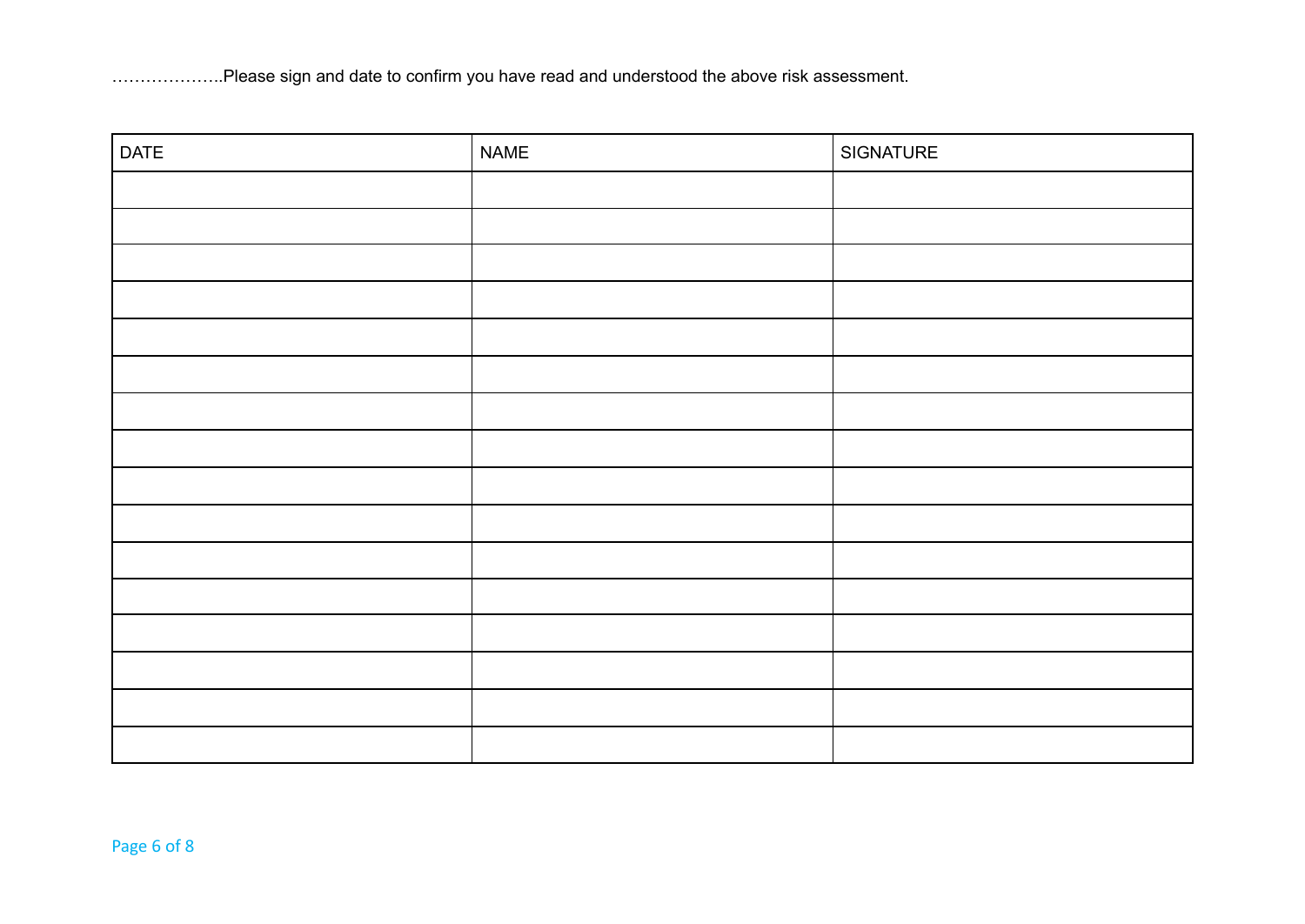………………..Please sign and date to confirm you have read and understood the above risk assessment.

| DATE | NAME | SIGNATURE |
|---|---|---|
| | | |
| | | |
| | | |
| | | |
| | | |
| | | |
| | | |
| | | |
| | | |
| | | |
| | | |
| | | |
| | | |
| | | |
| | | |
| | | |